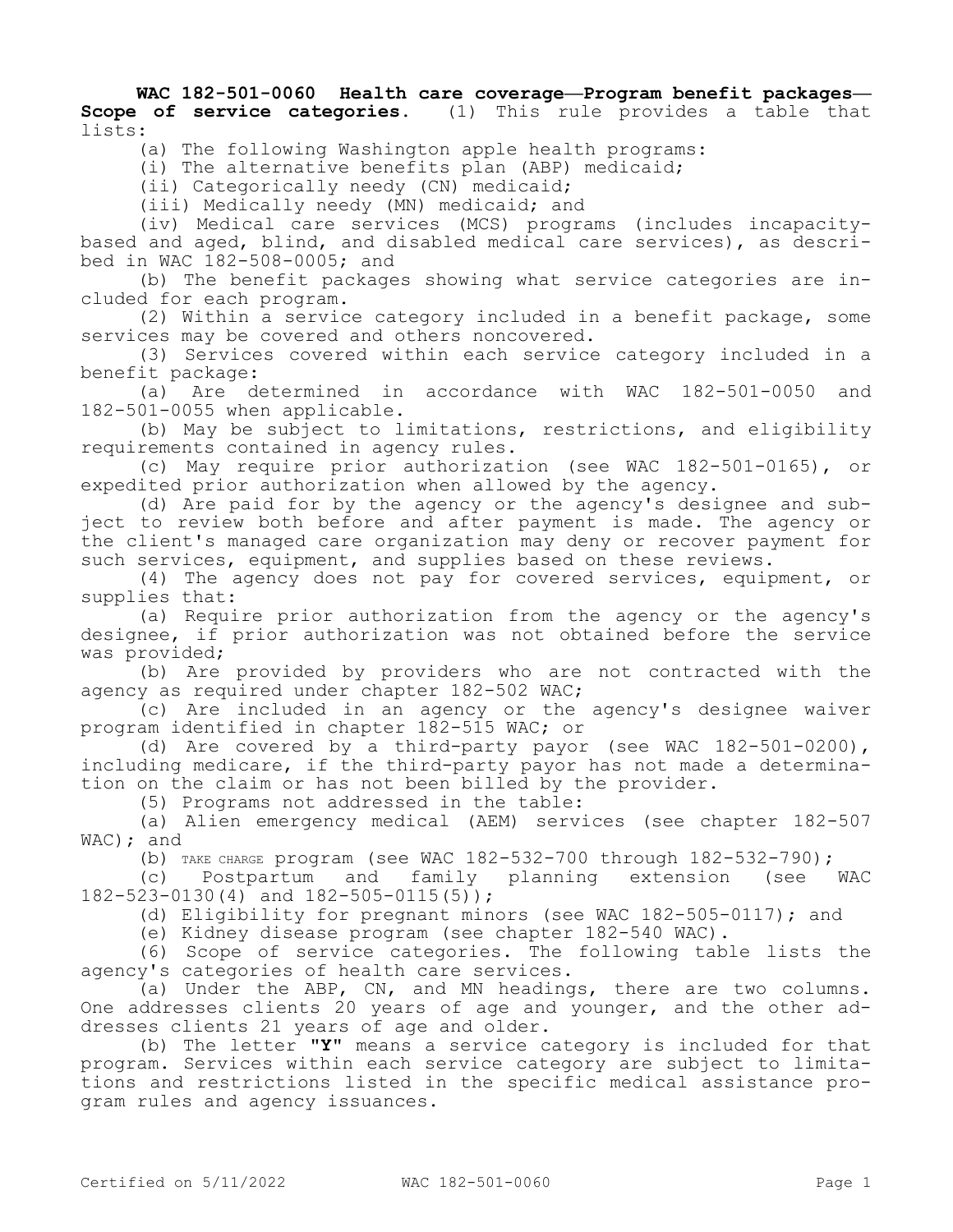**WAC 182-501-0060 Health care coverage—Program benefit packages—Scope of service categories.** (1) This rule provides a table that lists:

(a) The following Washington apple health programs:

(i) The alternative benefits plan (ABP) medicaid;

(ii) Categorically needy (CN) medicaid;

(iii) Medically needy (MN) medicaid; and

(iv) Medical care services (MCS) programs (includes incapacity-based and aged, blind, and disabled medical care services), as described in WAC 182-508-0005; and

(b) The benefit packages showing what service categories are included for each program.

(2) Within a service category included in a benefit package, some services may be covered and others noncovered.

(3) Services covered within each service category included in a benefit package:

(a) Are determined in accordance with WAC 182-501-0050 and 182-501-0055 when applicable.

(b) May be subject to limitations, restrictions, and eligibility requirements contained in agency rules.

(c) May require prior authorization (see WAC 182-501-0165), or expedited prior authorization when allowed by the agency.

(d) Are paid for by the agency or the agency's designee and subject to review both before and after payment is made. The agency or the client's managed care organization may deny or recover payment for such services, equipment, and supplies based on these reviews.

(4) The agency does not pay for covered services, equipment, or supplies that:

(a) Require prior authorization from the agency or the agency's designee, if prior authorization was not obtained before the service was provided;

(b) Are provided by providers who are not contracted with the agency as required under chapter 182-502 WAC;

(c) Are included in an agency or the agency's designee waiver program identified in chapter 182-515 WAC; or

(d) Are covered by a third-party payor (see WAC 182-501-0200), including medicare, if the third-party payor has not made a determination on the claim or has not been billed by the provider.

(5) Programs not addressed in the table:

(a) Alien emergency medical (AEM) services (see chapter 182-507 WAC); and

(b) TAKE CHARGE program (see WAC 182-532-700 through 182-532-790);

(c) Postpartum and family planning extension (see WAC 182-523-0130(4) and 182-505-0115(5));

(d) Eligibility for pregnant minors (see WAC 182-505-0117); and

(e) Kidney disease program (see chapter 182-540 WAC).

(6) Scope of service categories. The following table lists the agency's categories of health care services.

(a) Under the ABP, CN, and MN headings, there are two columns. One addresses clients 20 years of age and younger, and the other addresses clients 21 years of age and older.

(b) The letter **"Y"** means a service category is included for that program. Services within each service category are subject to limitations and restrictions listed in the specific medical assistance program rules and agency issuances.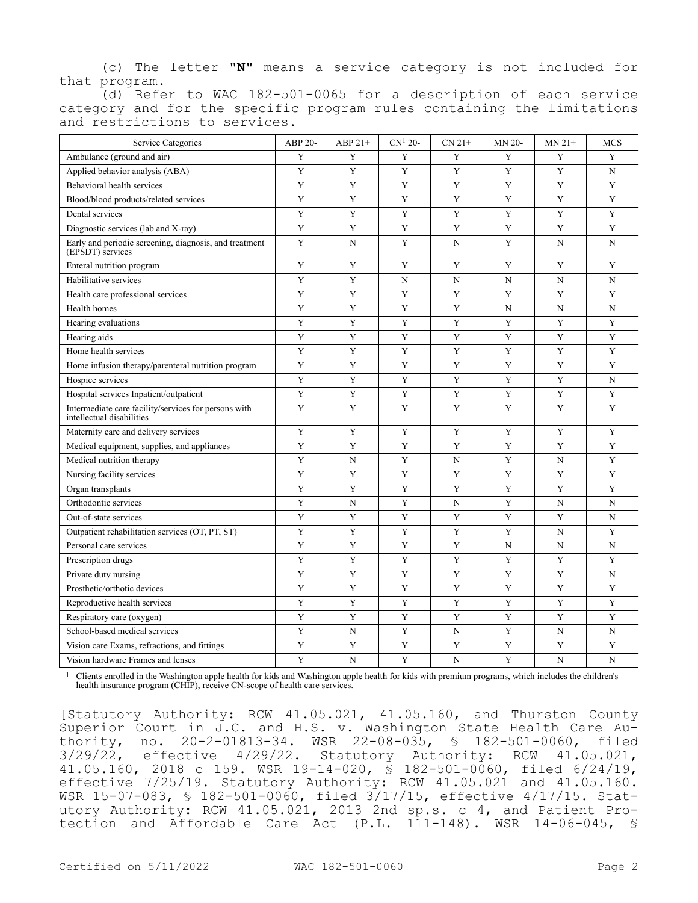(c) The letter **"N"** means a service category is not included for that program.

(d) Refer to WAC 182-501-0065 for a description of each service category and for the specific program rules containing the limitations and restrictions to services.

| Service Categories | ABP 20- | ABP 21+ | CN[1] 20- | CN 21+ | MN 20- | MN 21+ | MCS |
|---|---|---|---|---|---|---|---|
| Ambulance (ground and air) | Y | Y | Y | Y | Y | Y | Y |
| Applied behavior analysis (ABA) | Y | Y | Y | Y | Y | Y | N |
| Behavioral health services | Y | Y | Y | Y | Y | Y | Y |
| Blood/blood products/related services | Y | Y | Y | Y | Y | Y | Y |
| Dental services | Y | Y | Y | Y | Y | Y | Y |
| Diagnostic services (lab and X-ray) | Y | Y | Y | Y | Y | Y | Y |
| Early and periodic screening, diagnosis, and treatment (EPSDT) services | Y | N | Y | N | Y | N | N |
| Enteral nutrition program | Y | Y | Y | Y | Y | Y | Y |
| Habilitative services | Y | Y | N | N | N | N | N |
| Health care professional services | Y | Y | Y | Y | Y | Y | Y |
| Health homes | Y | Y | Y | Y | N | N | N |
| Hearing evaluations | Y | Y | Y | Y | Y | Y | Y |
| Hearing aids | Y | Y | Y | Y | Y | Y | Y |
| Home health services | Y | Y | Y | Y | Y | Y | Y |
| Home infusion therapy/parenteral nutrition program | Y | Y | Y | Y | Y | Y | Y |
| Hospice services | Y | Y | Y | Y | Y | Y | N |
| Hospital services Inpatient/outpatient | Y | Y | Y | Y | Y | Y | Y |
| Intermediate care facility/services for persons with intellectual disabilities | Y | Y | Y | Y | Y | Y | Y |
| Maternity care and delivery services | Y | Y | Y | Y | Y | Y | Y |
| Medical equipment, supplies, and appliances | Y | Y | Y | Y | Y | Y | Y |
| Medical nutrition therapy | Y | N | Y | N | Y | N | Y |
| Nursing facility services | Y | Y | Y | Y | Y | Y | Y |
| Organ transplants | Y | Y | Y | Y | Y | Y | Y |
| Orthodontic services | Y | N | Y | N | Y | N | N |
| Out-of-state services | Y | Y | Y | Y | Y | Y | N |
| Outpatient rehabilitation services (OT, PT, ST) | Y | Y | Y | Y | Y | N | Y |
| Personal care services | Y | Y | Y | Y | N | N | N |
| Prescription drugs | Y | Y | Y | Y | Y | Y | Y |
| Private duty nursing | Y | Y | Y | Y | Y | Y | N |
| Prosthetic/orthotic devices | Y | Y | Y | Y | Y | Y | Y |
| Reproductive health services | Y | Y | Y | Y | Y | Y | Y |
| Respiratory care (oxygen) | Y | Y | Y | Y | Y | Y | Y |
| School-based medical services | Y | N | Y | N | Y | N | N |
| Vision care Exams, refractions, and fittings | Y | Y | Y | Y | Y | Y | Y |
| Vision hardware Frames and lenses | Y | N | Y | N | Y | N | N |

[1] Clients enrolled in the Washington apple health for kids and Washington apple health for kids with premium programs, which includes the children's health insurance program (CHIP), receive CN-scope of health care services.

[Statutory Authority: RCW 41.05.021, 41.05.160, and Thurston County Superior Court in J.C. and H.S. v. Washington State Health Care Authority, no. 20-2-01813-34. WSR 22-08-035, § 182-501-0060, filed 3/29/22, effective 4/29/22. Statutory Authority: RCW 41.05.021, 41.05.160, 2018 c 159. WSR 19-14-020, § 182-501-0060, filed 6/24/19, effective 7/25/19. Statutory Authority: RCW 41.05.021 and 41.05.160. WSR 15-07-083, § 182-501-0060, filed 3/17/15, effective 4/17/15. Statutory Authority: RCW 41.05.021, 2013 2nd sp.s. c 4, and Patient Protection and Affordable Care Act (P.L. 111-148). WSR 14-06-045, §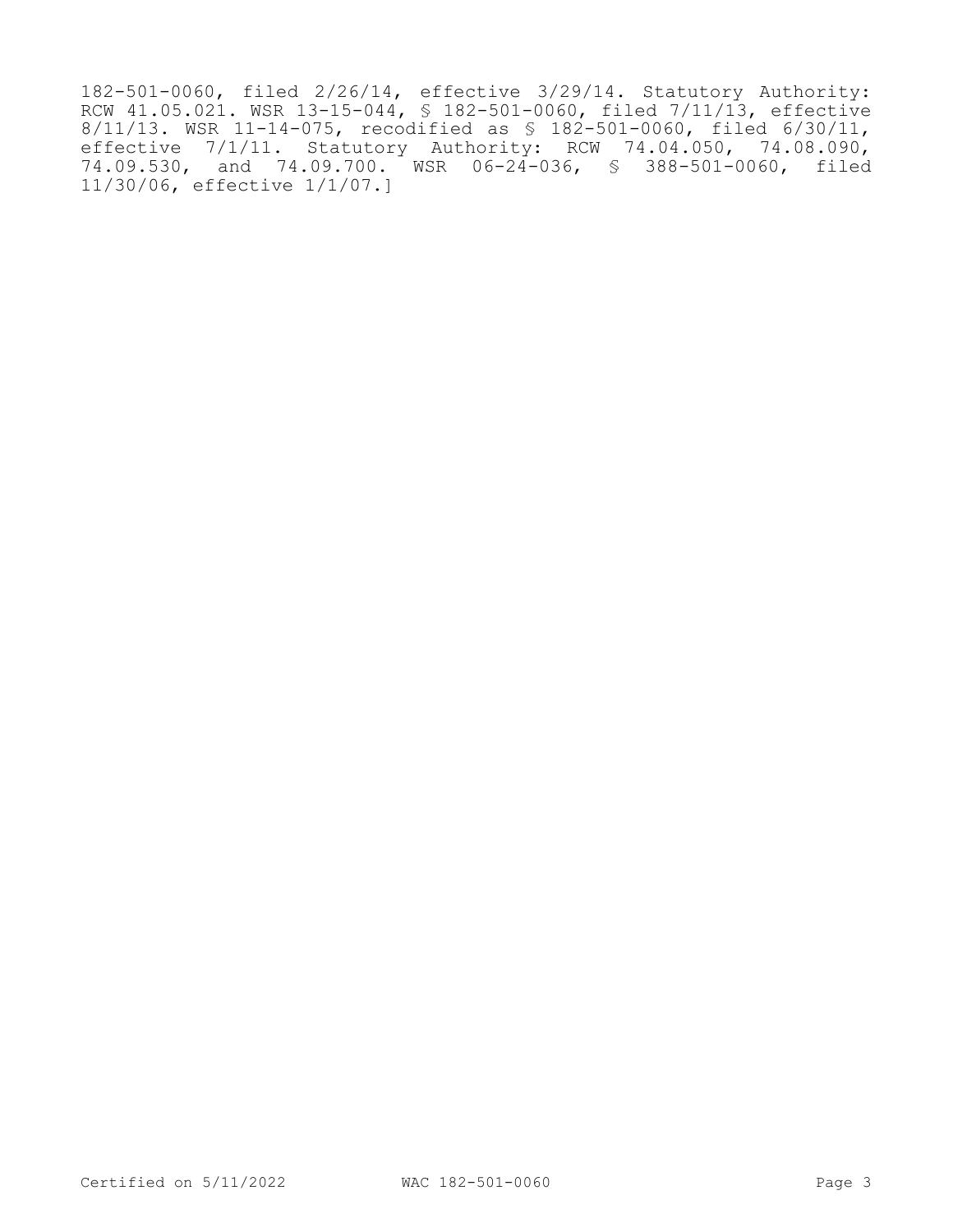182-501-0060, filed 2/26/14, effective 3/29/14. Statutory Authority: RCW 41.05.021. WSR 13-15-044, § 182-501-0060, filed 7/11/13, effective 8/11/13. WSR 11-14-075, recodified as § 182-501-0060, filed 6/30/11, effective 7/1/11. Statutory Authority: RCW 74.04.050, 74.08.090, 74.09.530, and 74.09.700. WSR 06-24-036, § 388-501-0060, filed 11/30/06, effective 1/1/07.]